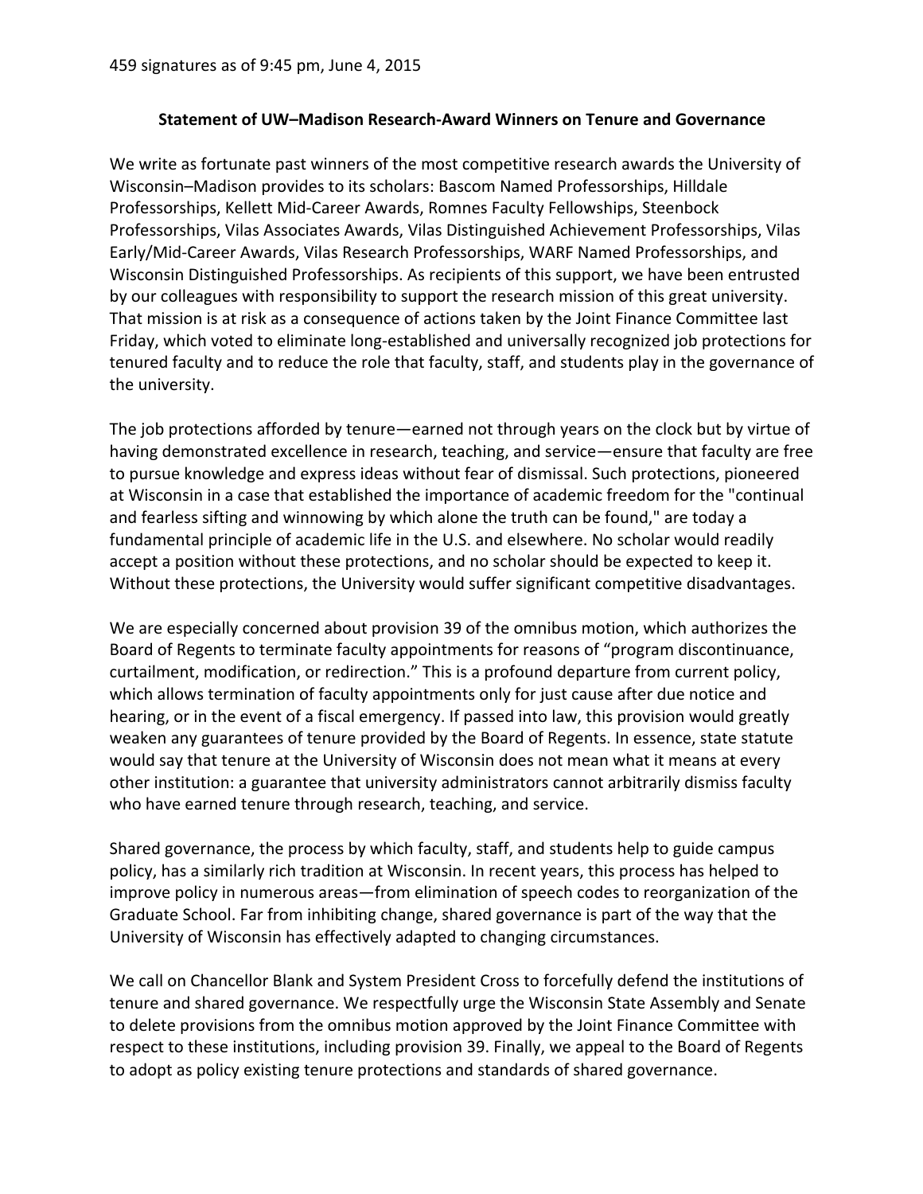459 signatures as of 9:45 pm, June 4, 2015

## Statement of UW–Madison Research-Award Winners on Tenure and Governance

We write as fortunate past winners of the most competitive research awards the University of Wisconsin–Madison provides to its scholars: Bascom Named Professorships, Hilldale Professorships, Kellett Mid-Career Awards, Romnes Faculty Fellowships, Steenbock Professorships, Vilas Associates Awards, Vilas Distinguished Achievement Professorships, Vilas Early/Mid-Career Awards, Vilas Research Professorships, WARF Named Professorships, and Wisconsin Distinguished Professorships. As recipients of this support, we have been entrusted by our colleagues with responsibility to support the research mission of this great university. That mission is at risk as a consequence of actions taken by the Joint Finance Committee last Friday, which voted to eliminate long-established and universally recognized job protections for tenured faculty and to reduce the role that faculty, staff, and students play in the governance of the university.

The job protections afforded by tenure—earned not through years on the clock but by virtue of having demonstrated excellence in research, teaching, and service—ensure that faculty are free to pursue knowledge and express ideas without fear of dismissal. Such protections, pioneered at Wisconsin in a case that established the importance of academic freedom for the "continual and fearless sifting and winnowing by which alone the truth can be found," are today a fundamental principle of academic life in the U.S. and elsewhere. No scholar would readily accept a position without these protections, and no scholar should be expected to keep it. Without these protections, the University would suffer significant competitive disadvantages.

We are especially concerned about provision 39 of the omnibus motion, which authorizes the Board of Regents to terminate faculty appointments for reasons of "program discontinuance, curtailment, modification, or redirection." This is a profound departure from current policy, which allows termination of faculty appointments only for just cause after due notice and hearing, or in the event of a fiscal emergency. If passed into law, this provision would greatly weaken any guarantees of tenure provided by the Board of Regents. In essence, state statute would say that tenure at the University of Wisconsin does not mean what it means at every other institution: a guarantee that university administrators cannot arbitrarily dismiss faculty who have earned tenure through research, teaching, and service.

Shared governance, the process by which faculty, staff, and students help to guide campus policy, has a similarly rich tradition at Wisconsin. In recent years, this process has helped to improve policy in numerous areas—from elimination of speech codes to reorganization of the Graduate School. Far from inhibiting change, shared governance is part of the way that the University of Wisconsin has effectively adapted to changing circumstances.

We call on Chancellor Blank and System President Cross to forcefully defend the institutions of tenure and shared governance. We respectfully urge the Wisconsin State Assembly and Senate to delete provisions from the omnibus motion approved by the Joint Finance Committee with respect to these institutions, including provision 39. Finally, we appeal to the Board of Regents to adopt as policy existing tenure protections and standards of shared governance.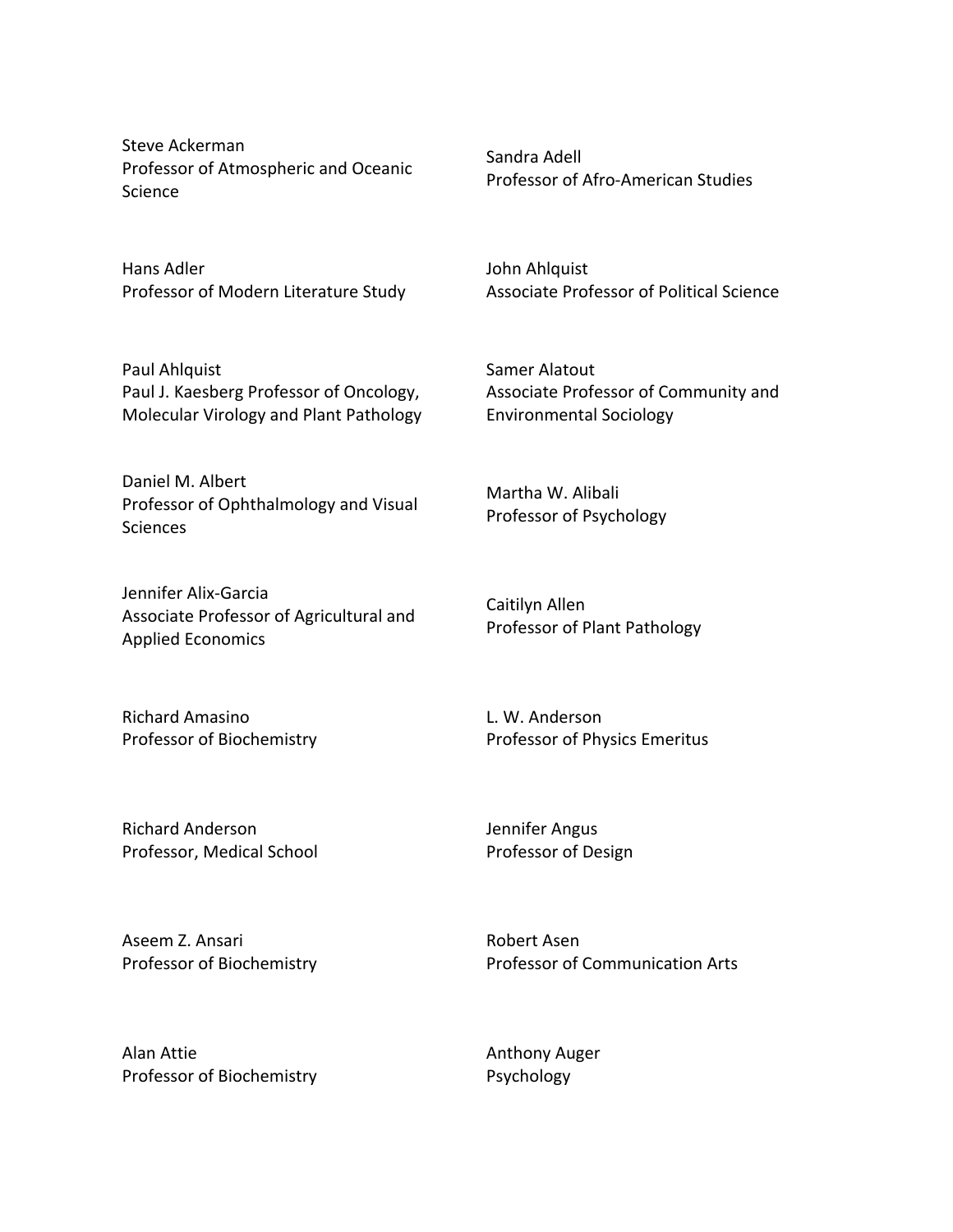Steve Ackerman
Professor of Atmospheric and Oceanic Science

Sandra Adell
Professor of Afro-American Studies

Hans Adler
Professor of Modern Literature Study

John Ahlquist
Associate Professor of Political Science

Paul Ahlquist
Paul J. Kaesberg Professor of Oncology, Molecular Virology and Plant Pathology

Samer Alatout
Associate Professor of Community and Environmental Sociology

Daniel M. Albert
Professor of Ophthalmology and Visual Sciences

Martha W. Alibali
Professor of Psychology

Jennifer Alix-Garcia
Associate Professor of Agricultural and Applied Economics

Caitilyn Allen
Professor of Plant Pathology

Richard Amasino
Professor of Biochemistry

L. W. Anderson
Professor of Physics Emeritus

Richard Anderson
Professor, Medical School

Jennifer Angus
Professor of Design

Aseem Z. Ansari
Professor of Biochemistry

Robert Asen
Professor of Communication Arts

Alan Attie
Professor of Biochemistry

Anthony Auger
Psychology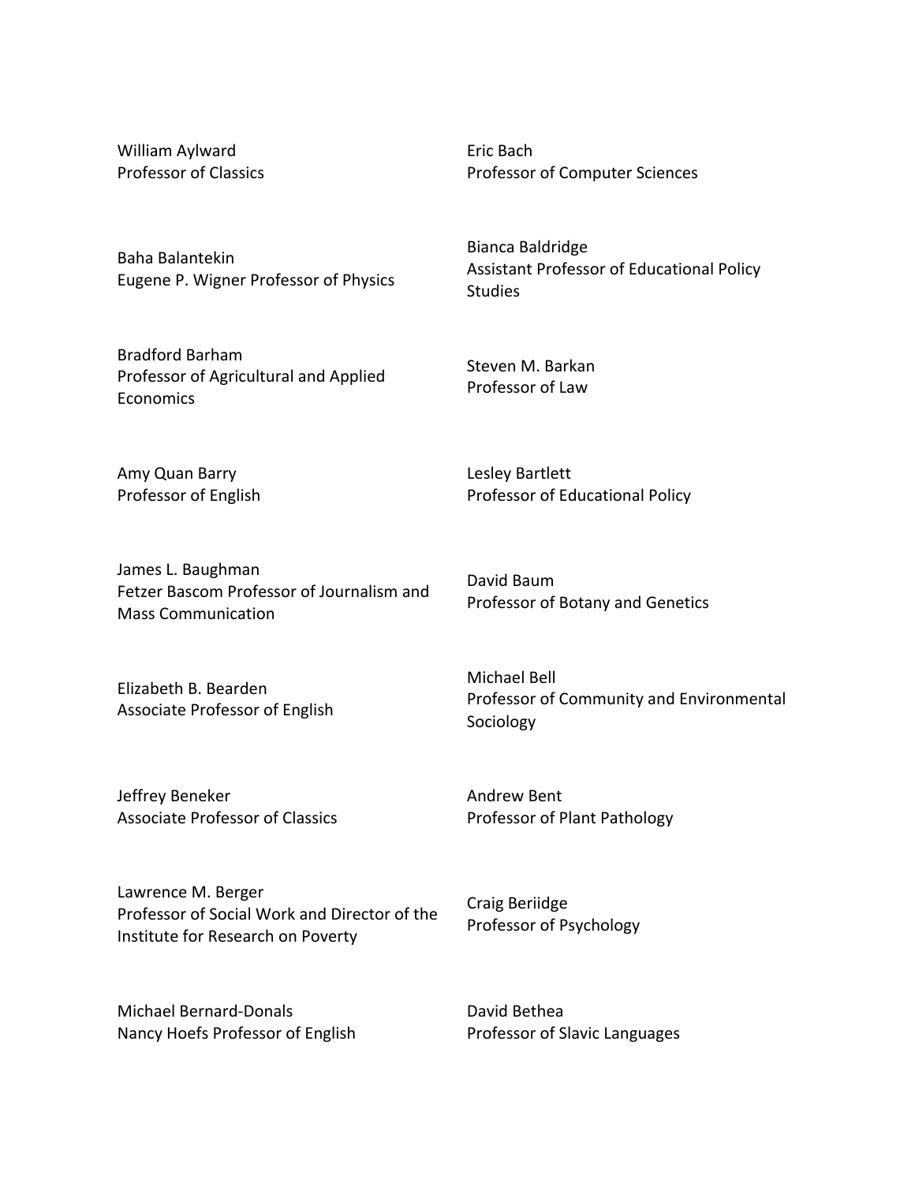William Aylward
Professor of Classics

Eric Bach
Professor of Computer Sciences

Baha Balantekin
Eugene P. Wigner Professor of Physics

Bianca Baldridge
Assistant Professor of Educational Policy Studies

Bradford Barham
Professor of Agricultural and Applied Economics

Steven M. Barkan
Professor of Law

Amy Quan Barry
Professor of English

Lesley Bartlett
Professor of Educational Policy

James L. Baughman
Fetzer Bascom Professor of Journalism and Mass Communication

David Baum
Professor of Botany and Genetics

Elizabeth B. Bearden
Associate Professor of English

Michael Bell
Professor of Community and Environmental Sociology

Jeffrey Beneker
Associate Professor of Classics

Andrew Bent
Professor of Plant Pathology

Lawrence M. Berger
Professor of Social Work and Director of the Institute for Research on Poverty

Craig Beriidge
Professor of Psychology

Michael Bernard-Donals
Nancy Hoefs Professor of English

David Bethea
Professor of Slavic Languages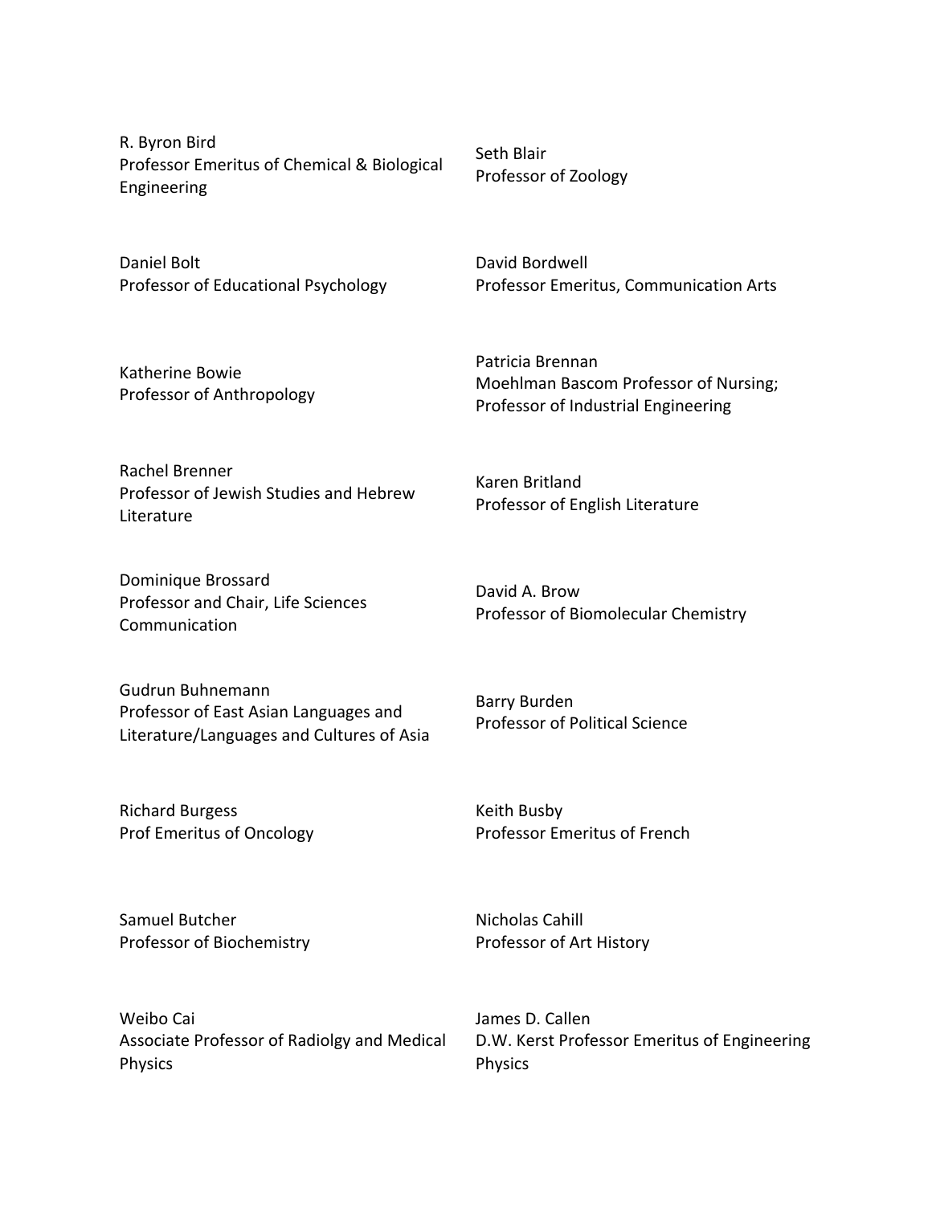R. Byron Bird
Professor Emeritus of Chemical & Biological Engineering

Seth Blair
Professor of Zoology

Daniel Bolt
Professor of Educational Psychology

David Bordwell
Professor Emeritus, Communication Arts

Katherine Bowie
Professor of Anthropology

Patricia Brennan
Moehlman Bascom Professor of Nursing; Professor of Industrial Engineering

Rachel Brenner
Professor of Jewish Studies and Hebrew Literature

Karen Britland
Professor of English Literature

Dominique Brossard
Professor and Chair, Life Sciences Communication

David A. Brow
Professor of Biomolecular Chemistry

Gudrun Buhnemann
Professor of East Asian Languages and Literature/Languages and Cultures of Asia

Barry Burden
Professor of Political Science

Richard Burgess
Prof Emeritus of Oncology

Keith Busby
Professor Emeritus of French

Samuel Butcher
Professor of Biochemistry

Nicholas Cahill
Professor of Art History

Weibo Cai
Associate Professor of Radiolgy and Medical Physics

James D. Callen
D.W. Kerst Professor Emeritus of Engineering Physics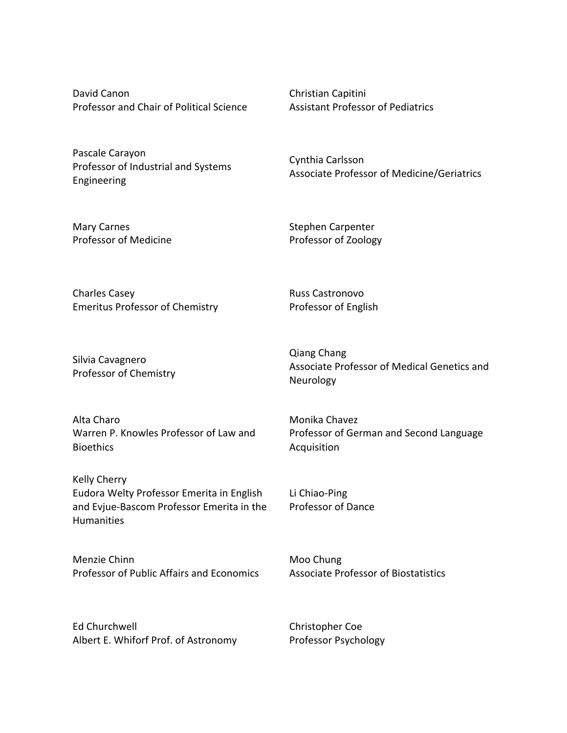David Canon
Professor and Chair of Political Science

Christian Capitini
Assistant Professor of Pediatrics

Pascale Carayon
Professor of Industrial and Systems Engineering

Cynthia Carlsson
Associate Professor of Medicine/Geriatrics

Mary Carnes
Professor of Medicine

Stephen Carpenter
Professor of Zoology

Charles Casey
Emeritus Professor of Chemistry

Russ Castronovo
Professor of English

Silvia Cavagnero
Professor of Chemistry

Qiang Chang
Associate Professor of Medical Genetics and Neurology

Alta Charo
Warren P. Knowles Professor of Law and Bioethics

Monika Chavez
Professor of German and Second Language Acquisition

Kelly Cherry
Eudora Welty Professor Emerita in English and Evjue-Bascom Professor Emerita in the Humanities

Li Chiao-Ping
Professor of Dance

Menzie Chinn
Professor of Public Affairs and Economics

Moo Chung
Associate Professor of Biostatistics

Ed Churchwell
Albert E. Whiforf Prof. of Astronomy

Christopher Coe
Professor Psychology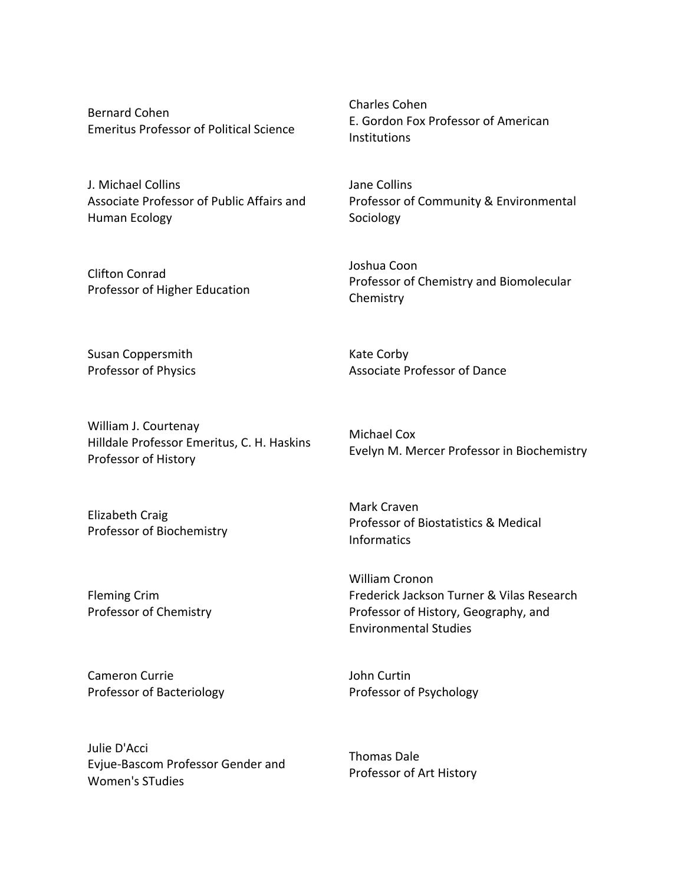Bernard Cohen
Emeritus Professor of Political Science

Charles Cohen
E. Gordon Fox Professor of American Institutions

J. Michael Collins
Associate Professor of Public Affairs and Human Ecology

Jane Collins
Professor of Community & Environmental Sociology

Clifton Conrad
Professor of Higher Education

Joshua Coon
Professor of Chemistry and Biomolecular Chemistry

Susan Coppersmith
Professor of Physics

Kate Corby
Associate Professor of Dance

William J. Courtenay
Hilldale Professor Emeritus, C. H. Haskins Professor of History

Michael Cox
Evelyn M. Mercer Professor in Biochemistry

Elizabeth Craig
Professor of Biochemistry

Mark Craven
Professor of Biostatistics & Medical Informatics

Fleming Crim
Professor of Chemistry

William Cronon
Frederick Jackson Turner & Vilas Research Professor of History, Geography, and Environmental Studies

Cameron Currie
Professor of Bacteriology

John Curtin
Professor of Psychology

Julie D'Acci
Evjue-Bascom Professor Gender and Women's STudies

Thomas Dale
Professor of Art History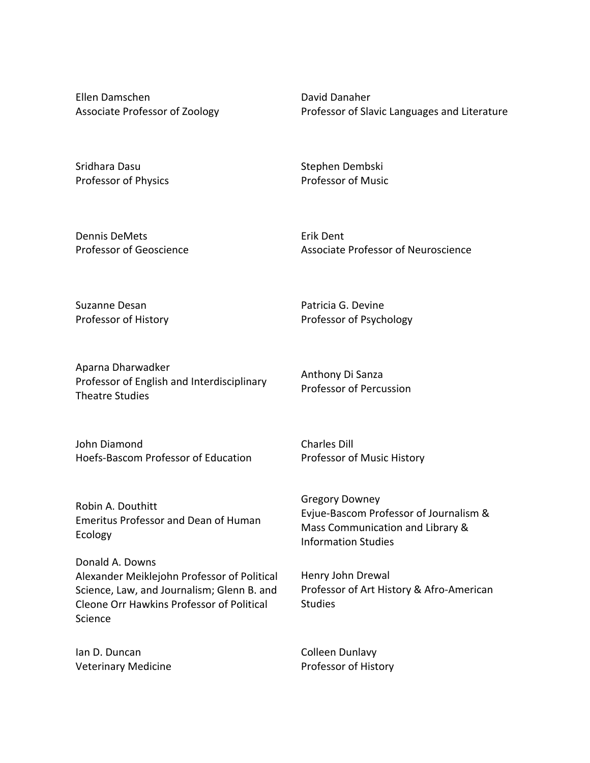Ellen Damschen
Associate Professor of Zoology

David Danaher
Professor of Slavic Languages and Literature

Sridhara Dasu
Professor of Physics

Stephen Dembski
Professor of Music

Dennis DeMets
Professor of Geoscience

Erik Dent
Associate Professor of Neuroscience

Suzanne Desan
Professor of History

Patricia G. Devine
Professor of Psychology

Aparna Dharwadker
Professor of English and Interdisciplinary Theatre Studies

Anthony Di Sanza
Professor of Percussion

John Diamond
Hoefs-Bascom Professor of Education

Charles Dill
Professor of Music History

Robin A. Douthitt
Emeritus Professor and Dean of Human Ecology

Gregory Downey
Evjue-Bascom Professor of Journalism & Mass Communication and Library & Information Studies

Donald A. Downs
Alexander Meiklejohn Professor of Political Science, Law, and Journalism; Glenn B. and Cleone Orr Hawkins Professor of Political Science

Henry John Drewal
Professor of Art History & Afro-American Studies

Ian D. Duncan
Veterinary Medicine

Colleen Dunlavy
Professor of History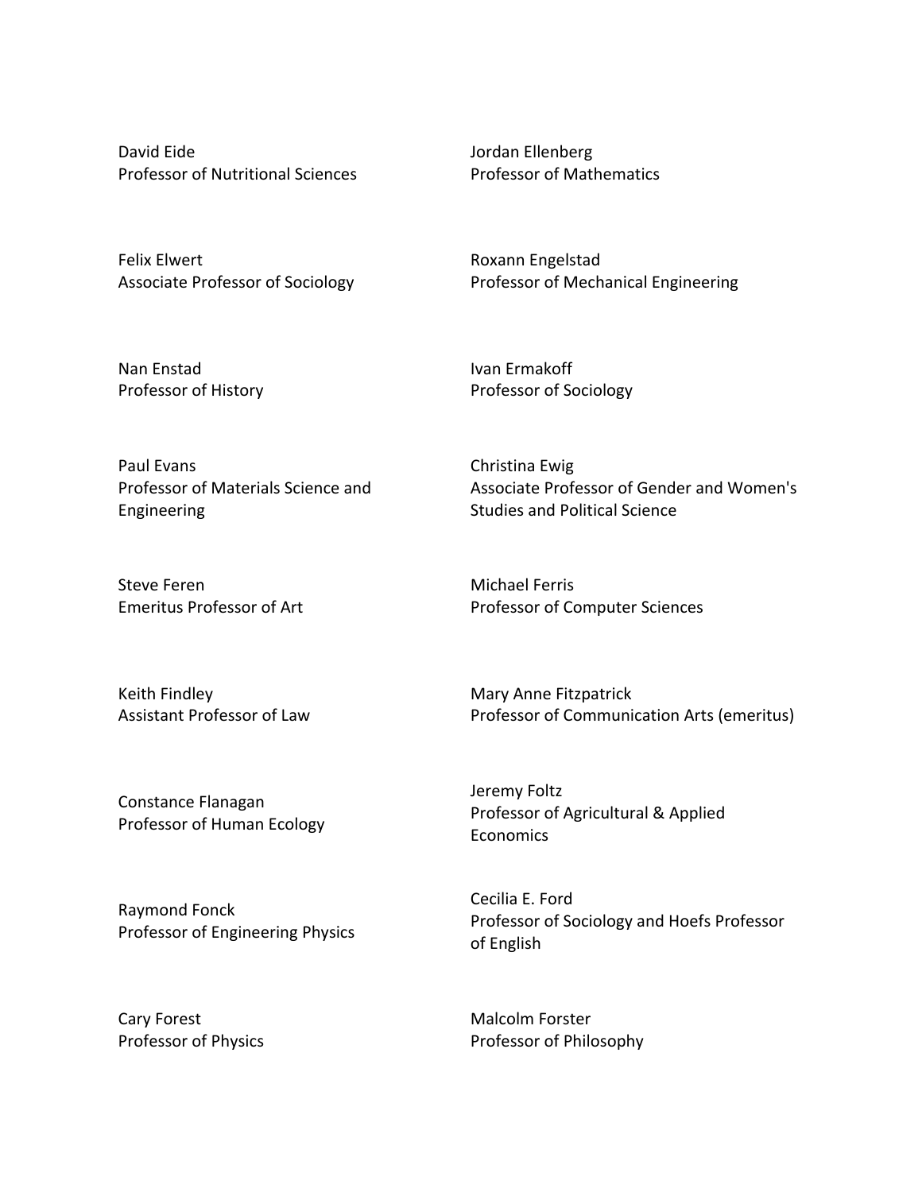David Eide
Professor of Nutritional Sciences

Jordan Ellenberg
Professor of Mathematics

Felix Elwert
Associate Professor of Sociology

Roxann Engelstad
Professor of Mechanical Engineering

Nan Enstad
Professor of History

Ivan Ermakoff
Professor of Sociology

Paul Evans
Professor of Materials Science and Engineering

Christina Ewig
Associate Professor of Gender and Women's Studies and Political Science

Steve Feren
Emeritus Professor of Art

Michael Ferris
Professor of Computer Sciences

Keith Findley
Assistant Professor of Law

Mary Anne Fitzpatrick
Professor of Communication Arts (emeritus)

Constance Flanagan
Professor of Human Ecology

Jeremy Foltz
Professor of Agricultural & Applied Economics

Raymond Fonck
Professor of Engineering Physics

Cecilia E. Ford
Professor of Sociology and Hoefs Professor of English

Cary Forest
Professor of Physics

Malcolm Forster
Professor of Philosophy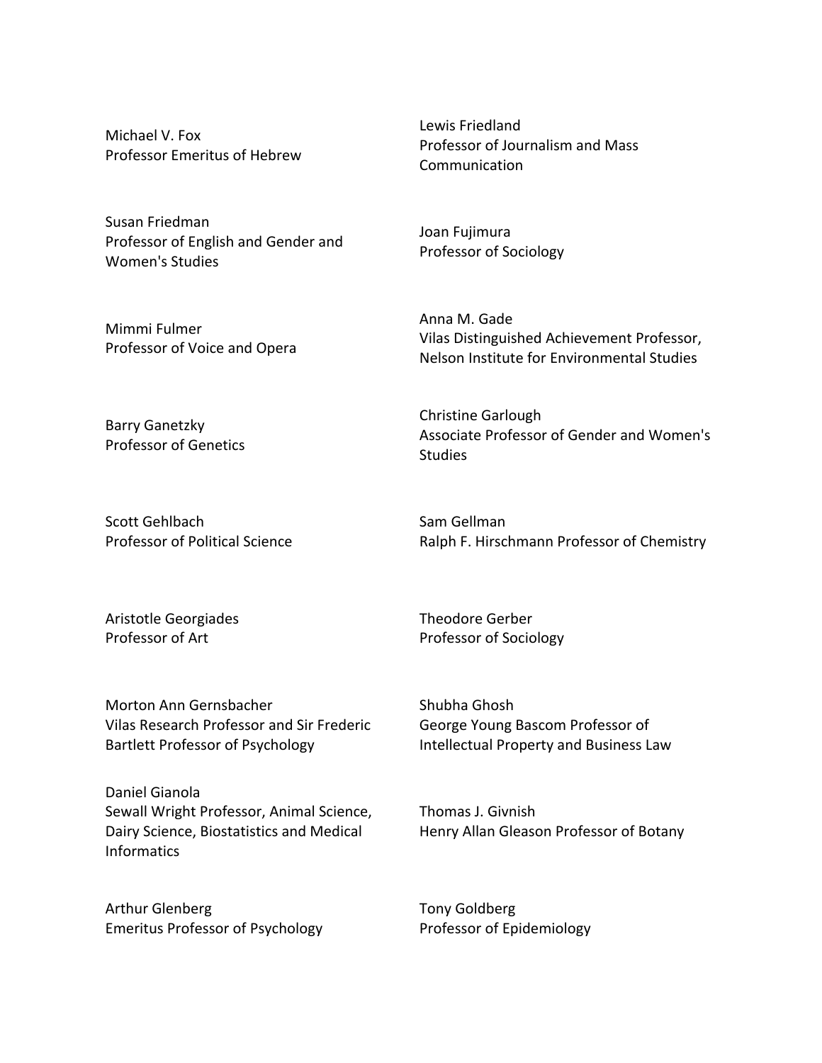Michael V. Fox
Professor Emeritus of Hebrew

Lewis Friedland
Professor of Journalism and Mass Communication

Susan Friedman
Professor of English and Gender and Women's Studies

Joan Fujimura
Professor of Sociology

Mimmi Fulmer
Professor of Voice and Opera

Anna M. Gade
Vilas Distinguished Achievement Professor, Nelson Institute for Environmental Studies

Barry Ganetzky
Professor of Genetics

Christine Garlough
Associate Professor of Gender and Women's Studies

Scott Gehlbach
Professor of Political Science

Sam Gellman
Ralph F. Hirschmann Professor of Chemistry

Aristotle Georgiades
Professor of Art

Theodore Gerber
Professor of Sociology

Morton Ann Gernsbacher
Vilas Research Professor and Sir Frederic Bartlett Professor of Psychology

Shubha Ghosh
George Young Bascom Professor of Intellectual Property and Business Law

Daniel Gianola
Sewall Wright Professor, Animal Science, Dairy Science, Biostatistics and Medical Informatics

Thomas J. Givnish
Henry Allan Gleason Professor of Botany

Arthur Glenberg
Emeritus Professor of Psychology

Tony Goldberg
Professor of Epidemiology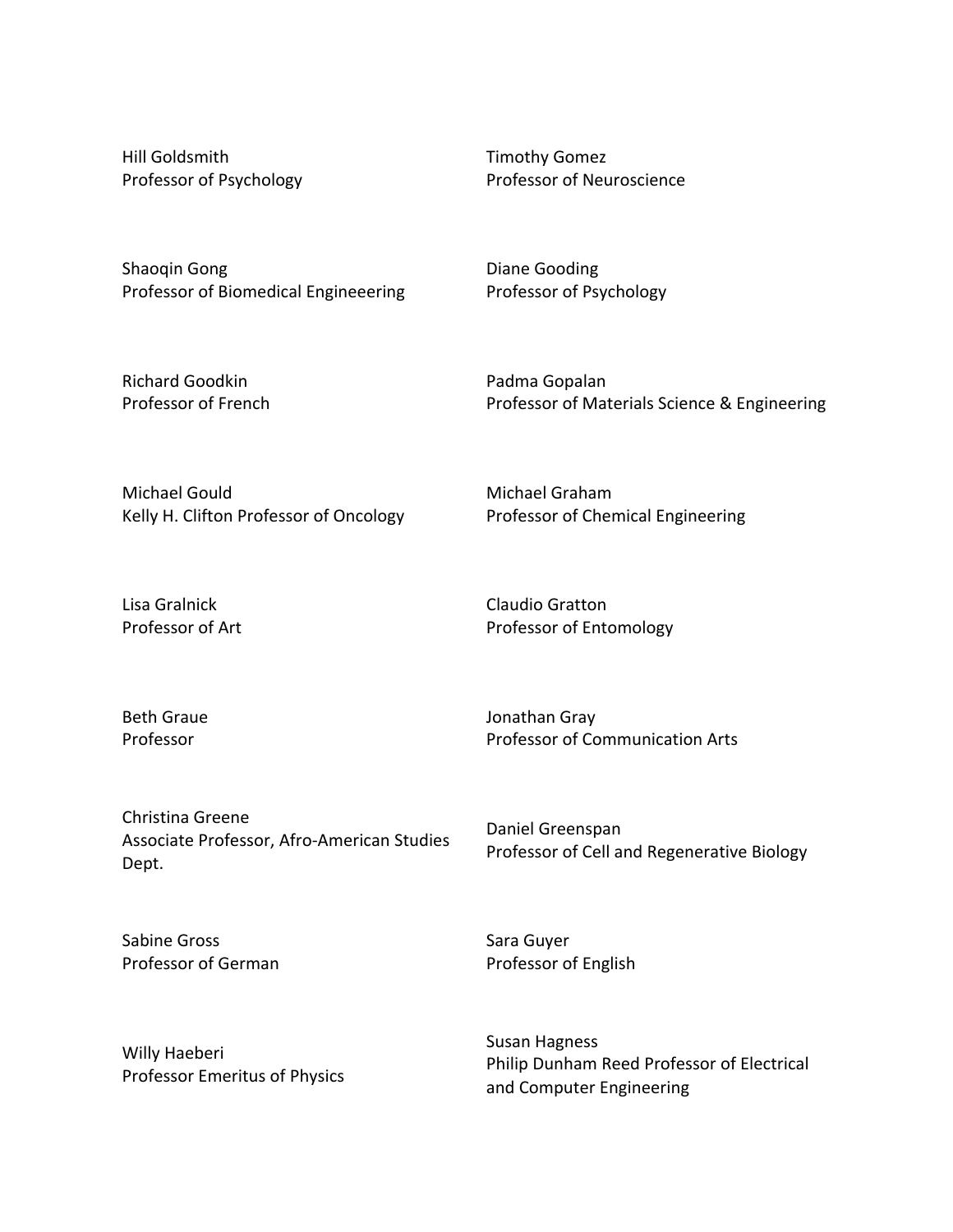Hill Goldsmith
Professor of Psychology

Timothy Gomez
Professor of Neuroscience

Shaoqin Gong
Professor of Biomedical Engineeering

Diane Gooding
Professor of Psychology

Richard Goodkin
Professor of French

Padma Gopalan
Professor of Materials Science & Engineering

Michael Gould
Kelly H. Clifton Professor of Oncology

Michael Graham
Professor of Chemical Engineering

Lisa Gralnick
Professor of Art

Claudio Gratton
Professor of Entomology

Beth Graue
Professor

Jonathan Gray
Professor of Communication Arts

Christina Greene
Associate Professor, Afro-American Studies Dept.

Daniel Greenspan
Professor of Cell and Regenerative Biology

Sabine Gross
Professor of German

Sara Guyer
Professor of English

Willy Haeberi
Professor Emeritus of Physics

Susan Hagness
Philip Dunham Reed Professor of Electrical and Computer Engineering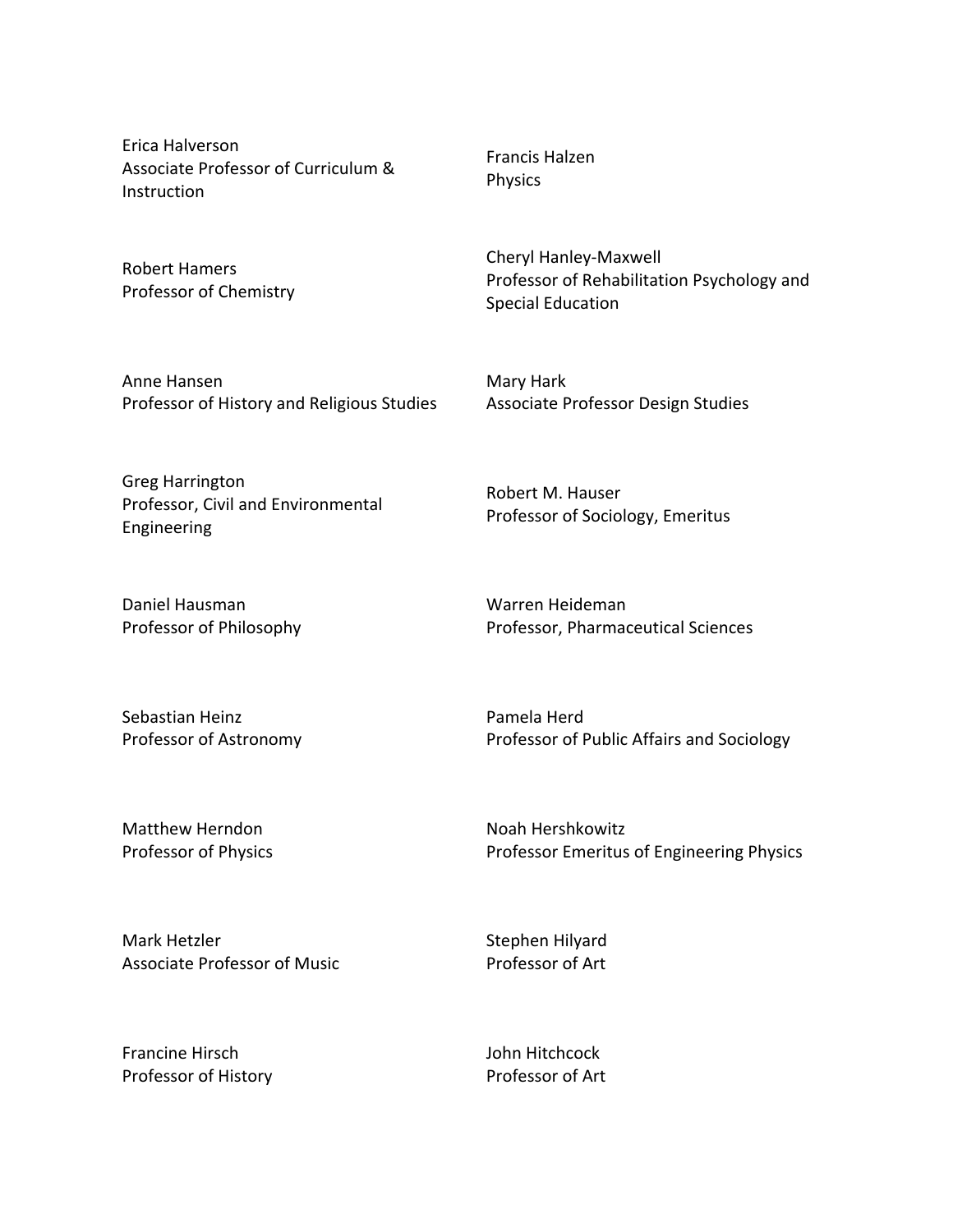Erica Halverson
Associate Professor of Curriculum & Instruction

Francis Halzen
Physics

Robert Hamers
Professor of Chemistry

Cheryl Hanley-Maxwell
Professor of Rehabilitation Psychology and Special Education

Anne Hansen
Professor of History and Religious Studies

Mary Hark
Associate Professor Design Studies

Greg Harrington
Professor, Civil and Environmental Engineering

Robert M. Hauser
Professor of Sociology, Emeritus

Daniel Hausman
Professor of Philosophy

Warren Heideman
Professor, Pharmaceutical Sciences

Sebastian Heinz
Professor of Astronomy

Pamela Herd
Professor of Public Affairs and Sociology

Matthew Herndon
Professor of Physics

Noah Hershkowitz
Professor Emeritus of Engineering Physics

Mark Hetzler
Associate Professor of Music

Stephen Hilyard
Professor of Art

Francine Hirsch
Professor of History

John Hitchcock
Professor of Art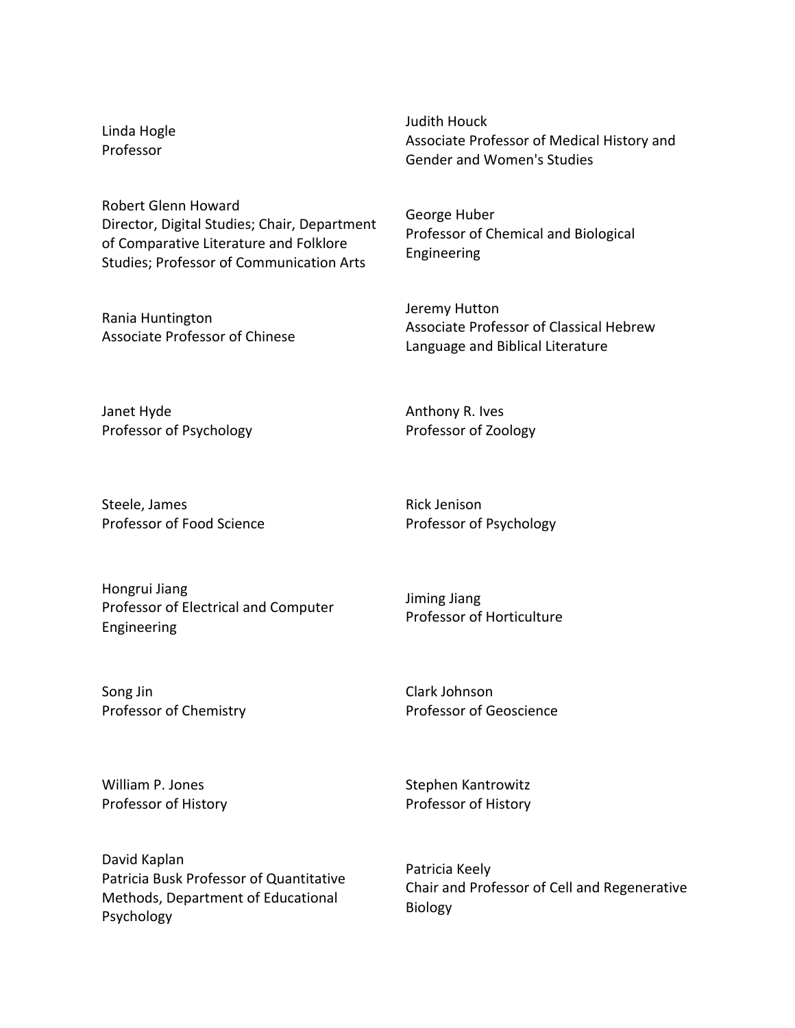Linda Hogle
Professor

Judith Houck
Associate Professor of Medical History and Gender and Women's Studies

Robert Glenn Howard
Director, Digital Studies; Chair, Department of Comparative Literature and Folklore Studies; Professor of Communication Arts

George Huber
Professor of Chemical and Biological Engineering

Rania Huntington
Associate Professor of Chinese

Jeremy Hutton
Associate Professor of Classical Hebrew Language and Biblical Literature

Janet Hyde
Professor of Psychology

Anthony R. Ives
Professor of Zoology

Steele, James
Professor of Food Science

Rick Jenison
Professor of Psychology

Hongrui Jiang
Professor of Electrical and Computer Engineering

Jiming Jiang
Professor of Horticulture

Song Jin
Professor of Chemistry

Clark Johnson
Professor of Geoscience

William P. Jones
Professor of History

Stephen Kantrowitz
Professor of History

David Kaplan
Patricia Busk Professor of Quantitative Methods, Department of Educational Psychology

Patricia Keely
Chair and Professor of Cell and Regenerative Biology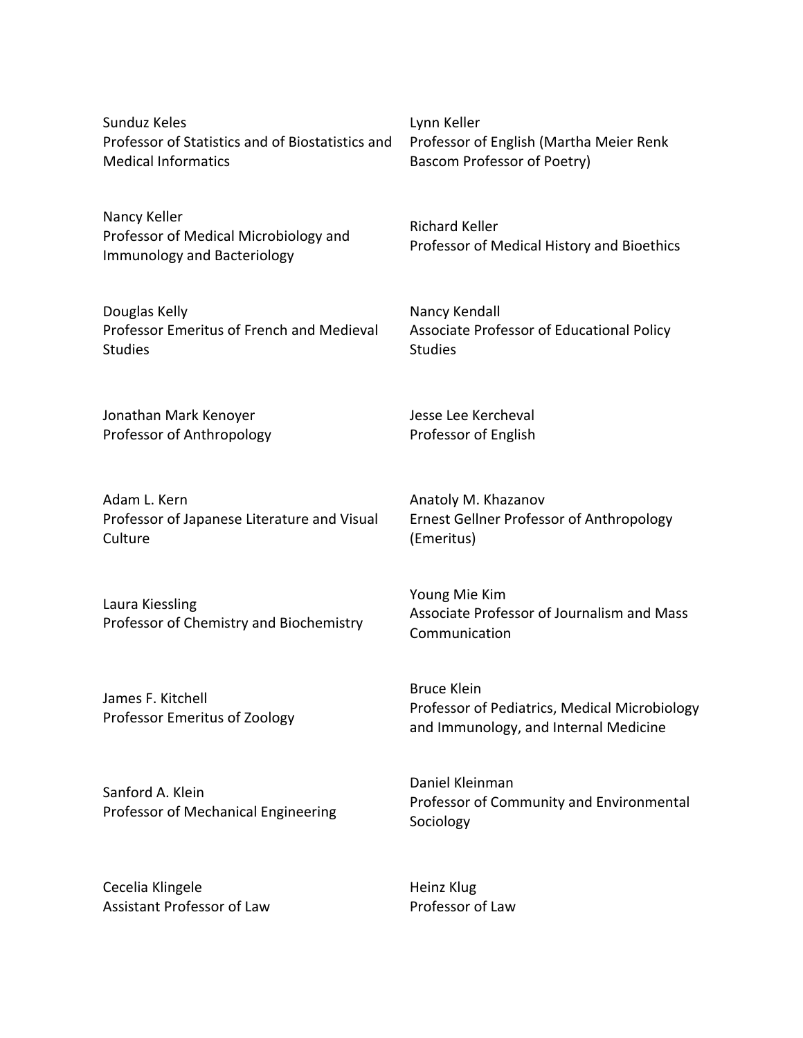Sunduz Keles
Professor of Statistics and of Biostatistics and Medical Informatics

Lynn Keller
Professor of English (Martha Meier Renk Bascom Professor of Poetry)

Nancy Keller
Professor of Medical Microbiology and Immunology and Bacteriology

Richard Keller
Professor of Medical History and Bioethics

Douglas Kelly
Professor Emeritus of French and Medieval Studies

Nancy Kendall
Associate Professor of Educational Policy Studies

Jonathan Mark Kenoyer
Professor of Anthropology

Jesse Lee Kercheval
Professor of English

Adam L. Kern
Professor of Japanese Literature and Visual Culture

Anatoly M. Khazanov
Ernest Gellner Professor of Anthropology (Emeritus)

Laura Kiessling
Professor of Chemistry and Biochemistry

Young Mie Kim
Associate Professor of Journalism and Mass Communication

James F. Kitchell
Professor Emeritus of Zoology

Bruce Klein
Professor of Pediatrics, Medical Microbiology and Immunology, and Internal Medicine

Sanford A. Klein
Professor of Mechanical Engineering

Daniel Kleinman
Professor of Community and Environmental Sociology

Cecelia Klingele
Assistant Professor of Law

Heinz Klug
Professor of Law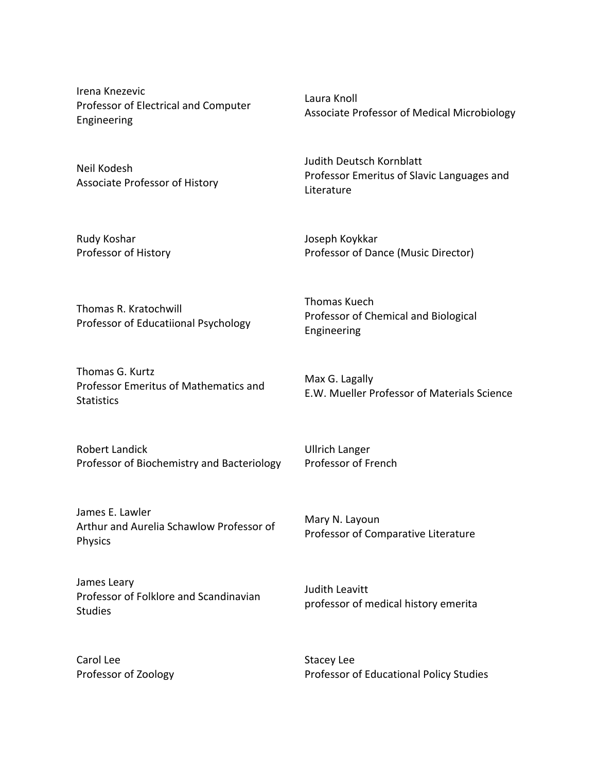Irena Knezevic
Professor of Electrical and Computer Engineering

Laura Knoll
Associate Professor of Medical Microbiology

Neil Kodesh
Associate Professor of History

Judith Deutsch Kornblatt
Professor Emeritus of Slavic Languages and Literature

Rudy Koshar
Professor of History

Joseph Koykkar
Professor of Dance (Music Director)

Thomas R. Kratochwill
Professor of Educatiional Psychology

Thomas Kuech
Professor of Chemical and Biological Engineering

Thomas G. Kurtz
Professor Emeritus of Mathematics and Statistics

Max G. Lagally
E.W. Mueller Professor of Materials Science

Robert Landick
Professor of Biochemistry and Bacteriology

Ullrich Langer
Professor of French

James E. Lawler
Arthur and Aurelia Schawlow Professor of Physics

Mary N. Layoun
Professor of Comparative Literature

James Leary
Professor of Folklore and Scandinavian Studies

Judith Leavitt
professor of medical history emerita

Carol Lee
Professor of Zoology

Stacey Lee
Professor of Educational Policy Studies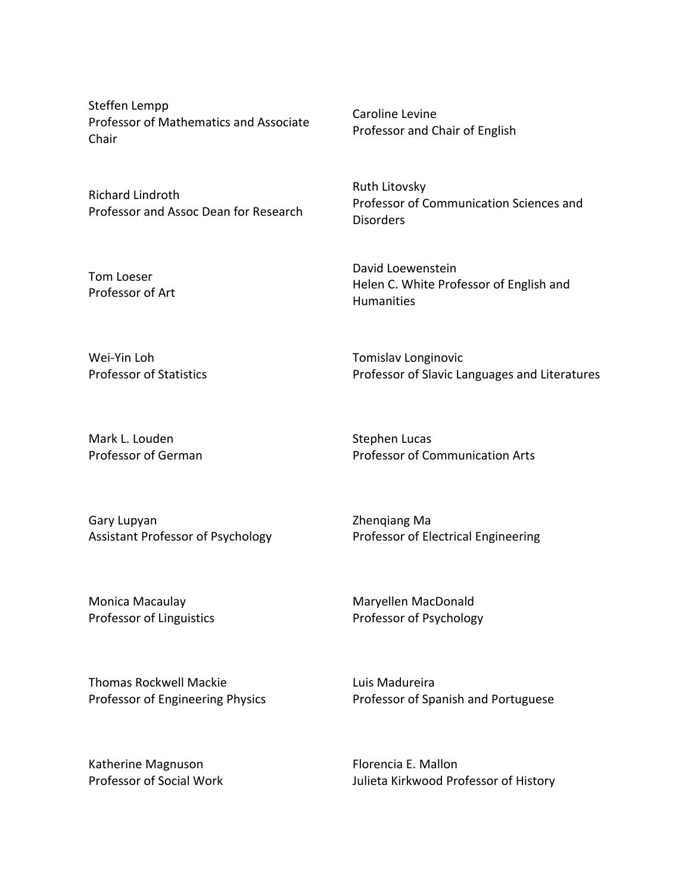Steffen Lempp
Professor of Mathematics and Associate Chair

Caroline Levine
Professor and Chair of English

Richard Lindroth
Professor and Assoc Dean for Research

Ruth Litovsky
Professor of Communication Sciences and Disorders

Tom Loeser
Professor of Art

David Loewenstein
Helen C. White Professor of English and Humanities

Wei-Yin Loh
Professor of Statistics

Tomislav Longinovic
Professor of Slavic Languages and Literatures

Mark L. Louden
Professor of German

Stephen Lucas
Professor of Communication Arts

Gary Lupyan
Assistant Professor of Psychology

Zhenqiang Ma
Professor of Electrical Engineering

Monica Macaulay
Professor of Linguistics

Maryellen MacDonald
Professor of Psychology

Thomas Rockwell Mackie
Professor of Engineering Physics

Luis Madureira
Professor of Spanish and Portuguese

Katherine Magnuson
Professor of Social Work

Florencia E. Mallon
Julieta Kirkwood Professor of History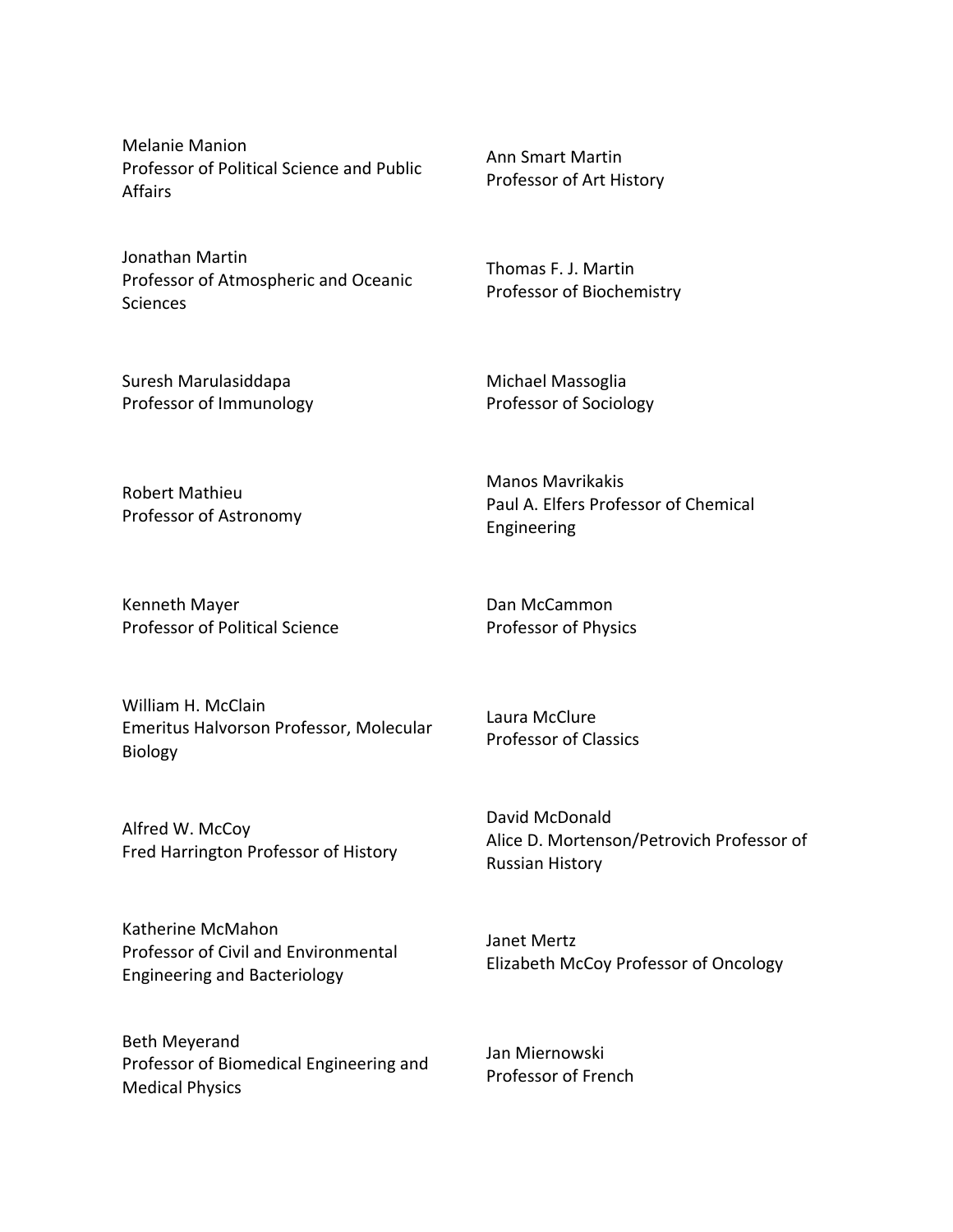Melanie Manion
Professor of Political Science and Public Affairs

Ann Smart Martin
Professor of Art History

Jonathan Martin
Professor of Atmospheric and Oceanic Sciences

Thomas F. J. Martin
Professor of Biochemistry

Suresh Marulasiddapa
Professor of Immunology

Michael Massoglia
Professor of Sociology

Robert Mathieu
Professor of Astronomy

Manos Mavrikakis
Paul A. Elfers Professor of Chemical Engineering

Kenneth Mayer
Professor of Political Science

Dan McCammon
Professor of Physics

William H. McClain
Emeritus Halvorson Professor, Molecular Biology

Laura McClure
Professor of Classics

Alfred W. McCoy
Fred Harrington Professor of History

David McDonald
Alice D. Mortenson/Petrovich Professor of Russian History

Katherine McMahon
Professor of Civil and Environmental Engineering and Bacteriology

Janet Mertz
Elizabeth McCoy Professor of Oncology

Beth Meyerand
Professor of Biomedical Engineering and Medical Physics

Jan Miernowski
Professor of French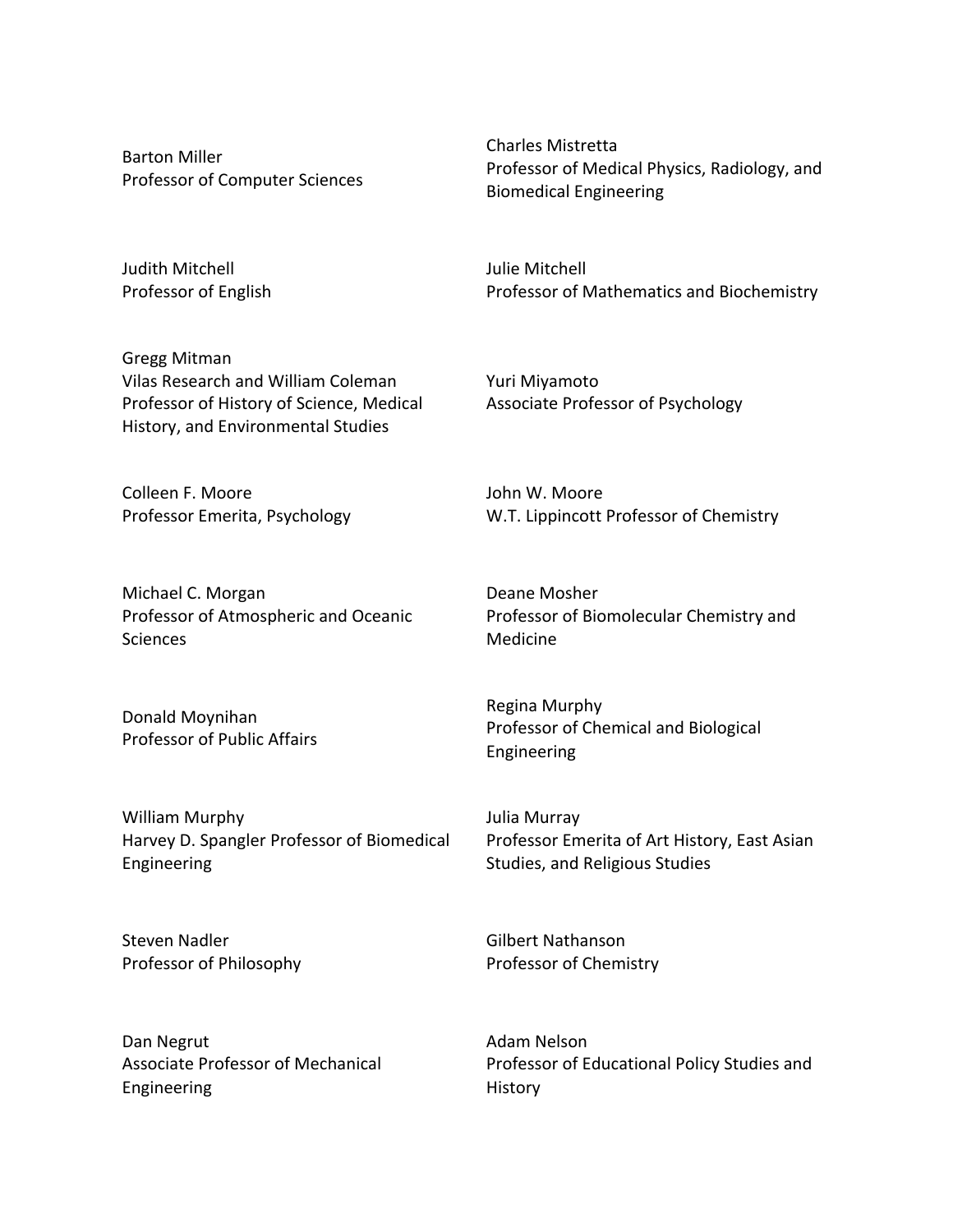Barton Miller
Professor of Computer Sciences

Charles Mistretta
Professor of Medical Physics, Radiology, and Biomedical Engineering

Judith Mitchell
Professor of English

Julie Mitchell
Professor of Mathematics and Biochemistry

Gregg Mitman
Vilas Research and William Coleman Professor of History of Science, Medical History, and Environmental Studies

Yuri Miyamoto
Associate Professor of Psychology

Colleen F. Moore
Professor Emerita, Psychology

John W. Moore
W.T. Lippincott Professor of Chemistry

Michael C. Morgan
Professor of Atmospheric and Oceanic Sciences

Deane Mosher
Professor of Biomolecular Chemistry and Medicine

Donald Moynihan
Professor of Public Affairs

Regina Murphy
Professor of Chemical and Biological Engineering

William Murphy
Harvey D. Spangler Professor of Biomedical Engineering

Julia Murray
Professor Emerita of Art History, East Asian Studies, and Religious Studies

Steven Nadler
Professor of Philosophy

Gilbert Nathanson
Professor of Chemistry

Dan Negrut
Associate Professor of Mechanical Engineering

Adam Nelson
Professor of Educational Policy Studies and History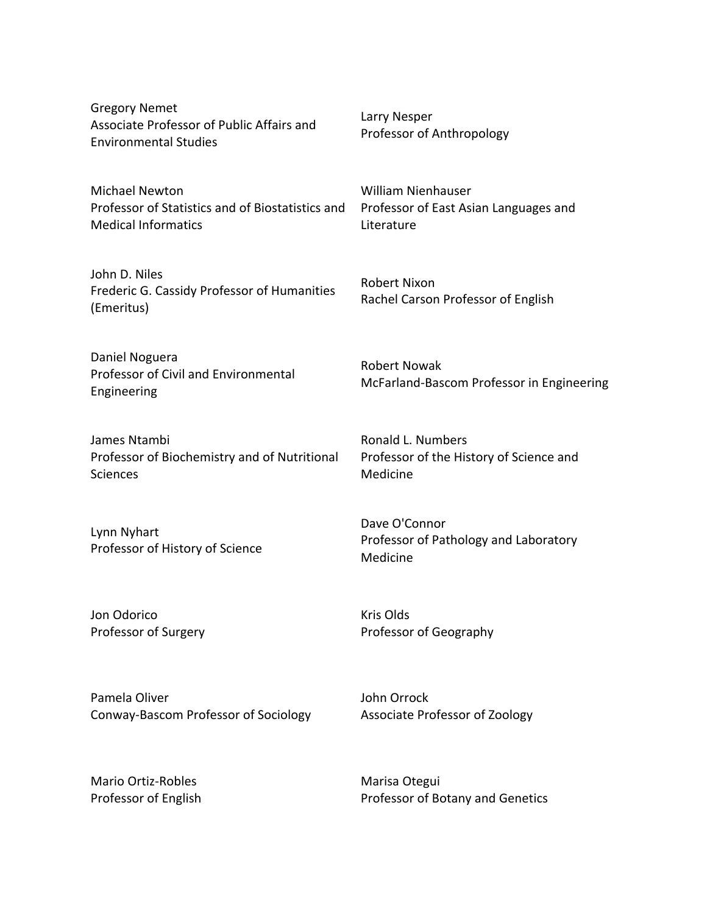Gregory Nemet
Associate Professor of Public Affairs and Environmental Studies

Larry Nesper
Professor of Anthropology

Michael Newton
Professor of Statistics and of Biostatistics and Medical Informatics

William Nienhauser
Professor of East Asian Languages and Literature

John D. Niles
Frederic G. Cassidy Professor of Humanities (Emeritus)

Robert Nixon
Rachel Carson Professor of English

Daniel Noguera
Professor of Civil and Environmental Engineering

Robert Nowak
McFarland-Bascom Professor in Engineering

James Ntambi
Professor of Biochemistry and of Nutritional Sciences

Ronald L. Numbers
Professor of the History of Science and Medicine

Lynn Nyhart
Professor of History of Science

Dave O'Connor
Professor of Pathology and Laboratory Medicine

Jon Odorico
Professor of Surgery

Kris Olds
Professor of Geography

Pamela Oliver
Conway-Bascom Professor of Sociology

John Orrock
Associate Professor of Zoology

Mario Ortiz-Robles
Professor of English

Marisa Otegui
Professor of Botany and Genetics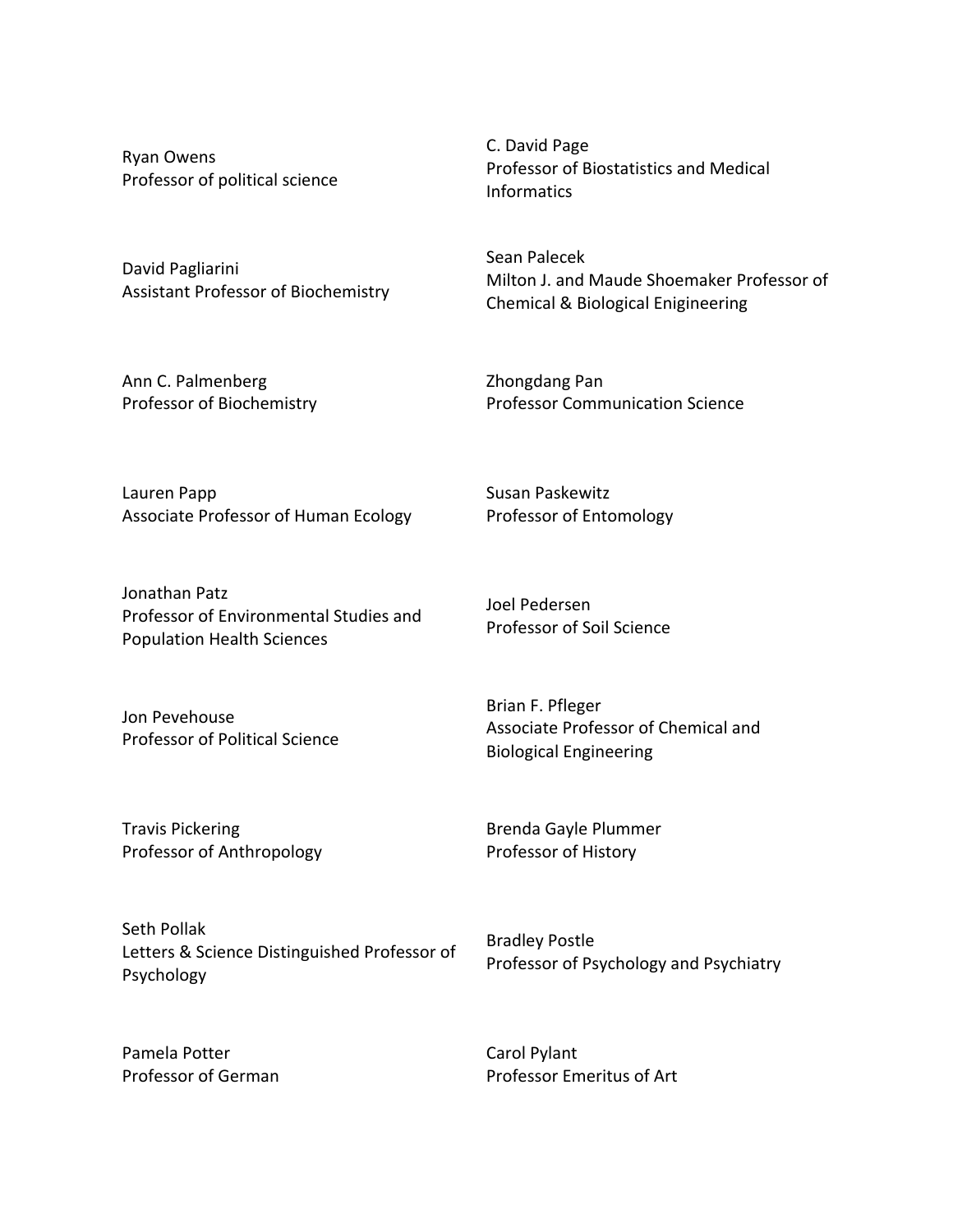Ryan Owens
Professor of political science

C. David Page
Professor of Biostatistics and Medical Informatics

David Pagliarini
Assistant Professor of Biochemistry

Sean Palecek
Milton J. and Maude Shoemaker Professor of Chemical & Biological Enigineering

Ann C. Palmenberg
Professor of Biochemistry

Zhongdang Pan
Professor Communication Science

Lauren Papp
Associate Professor of Human Ecology

Susan Paskewitz
Professor of Entomology

Jonathan Patz
Professor of Environmental Studies and Population Health Sciences

Joel Pedersen
Professor of Soil Science

Jon Pevehouse
Professor of Political Science

Brian F. Pfleger
Associate Professor of Chemical and Biological Engineering

Travis Pickering
Professor of Anthropology

Brenda Gayle Plummer
Professor of History

Seth Pollak
Letters & Science Distinguished Professor of Psychology

Bradley Postle
Professor of Psychology and Psychiatry

Pamela Potter
Professor of German

Carol Pylant
Professor Emeritus of Art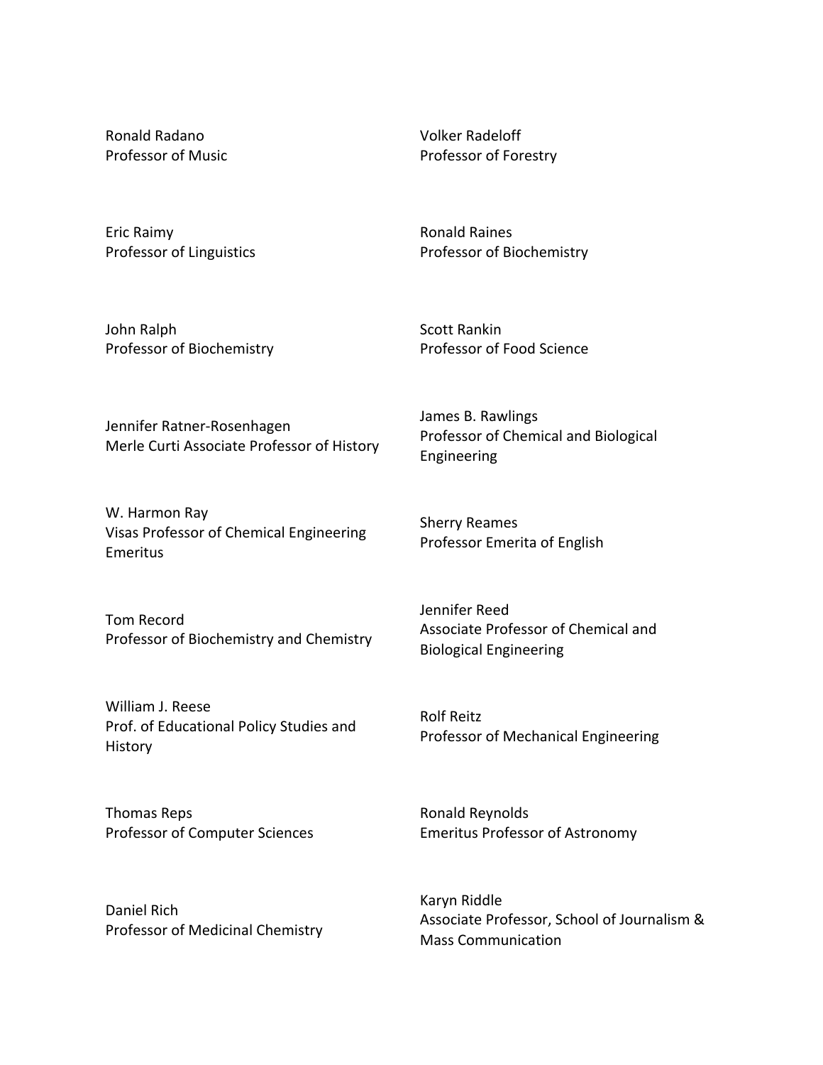Ronald Radano
Professor of Music

Volker Radeloff
Professor of Forestry

Eric Raimy
Professor of Linguistics

Ronald Raines
Professor of Biochemistry

John Ralph
Professor of Biochemistry

Scott Rankin
Professor of Food Science

Jennifer Ratner-Rosenhagen
Merle Curti Associate Professor of History

James B. Rawlings
Professor of Chemical and Biological Engineering

W. Harmon Ray
Visas Professor of Chemical Engineering Emeritus

Sherry Reames
Professor Emerita of English

Tom Record
Professor of Biochemistry and Chemistry

Jennifer Reed
Associate Professor of Chemical and Biological Engineering

William J. Reese
Prof. of Educational Policy Studies and History

Rolf Reitz
Professor of Mechanical Engineering

Thomas Reps
Professor of Computer Sciences

Ronald Reynolds
Emeritus Professor of Astronomy

Daniel Rich
Professor of Medicinal Chemistry

Karyn Riddle
Associate Professor, School of Journalism & Mass Communication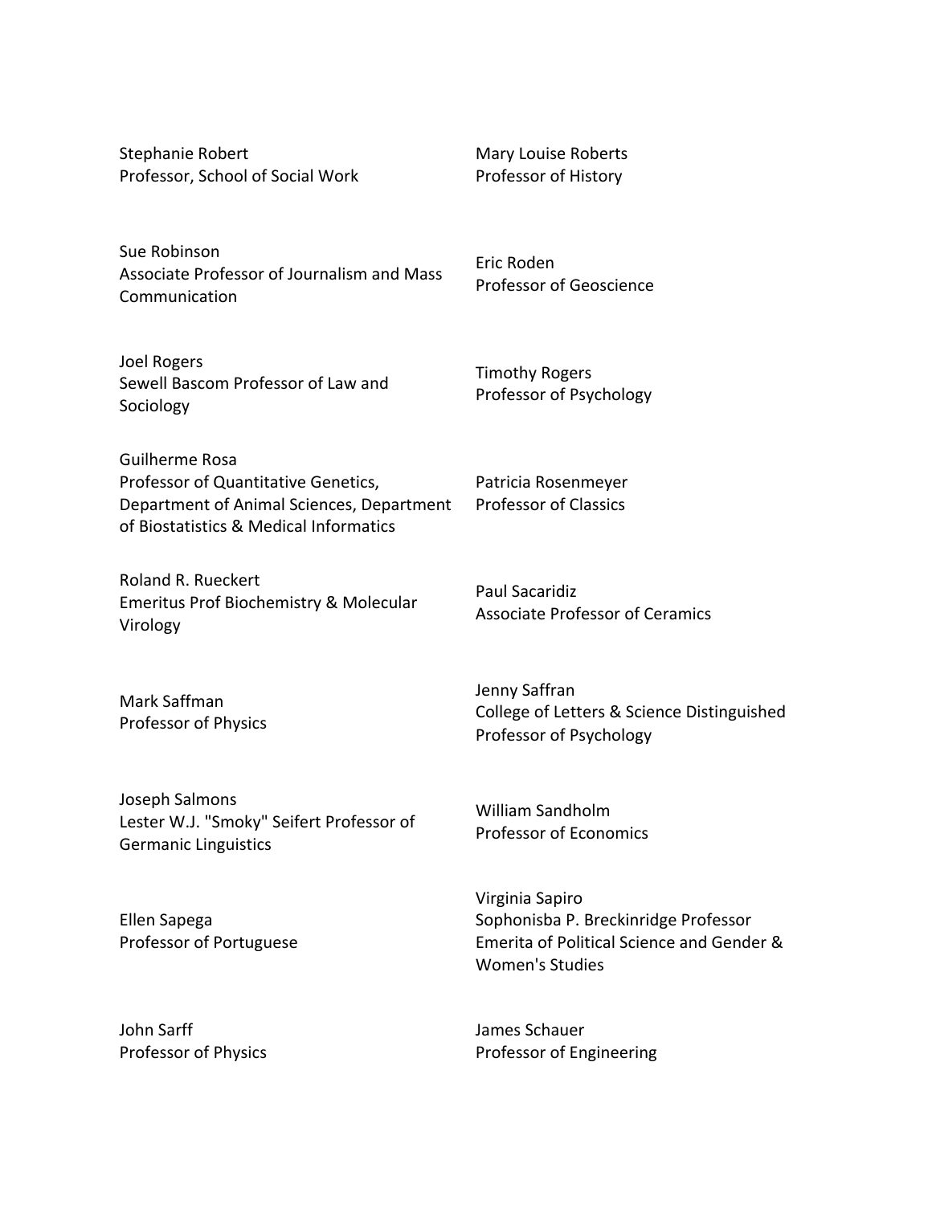Stephanie Robert
Professor, School of Social Work

Mary Louise Roberts
Professor of History

Sue Robinson
Associate Professor of Journalism and Mass Communication

Eric Roden
Professor of Geoscience

Joel Rogers
Sewell Bascom Professor of Law and Sociology

Timothy Rogers
Professor of Psychology

Guilherme Rosa
Professor of Quantitative Genetics, Department of Animal Sciences, Department of Biostatistics & Medical Informatics

Patricia Rosenmeyer
Professor of Classics

Roland R. Rueckert
Emeritus Prof Biochemistry & Molecular Virology

Paul Sacaridiz
Associate Professor of Ceramics

Mark Saffman
Professor of Physics

Jenny Saffran
College of Letters & Science Distinguished Professor of Psychology

Joseph Salmons
Lester W.J. "Smoky" Seifert Professor of Germanic Linguistics

William Sandholm
Professor of Economics

Ellen Sapega
Professor of Portuguese

Virginia Sapiro
Sophonisba P. Breckinridge Professor Emerita of Political Science and Gender & Women's Studies

John Sarff
Professor of Physics

James Schauer
Professor of Engineering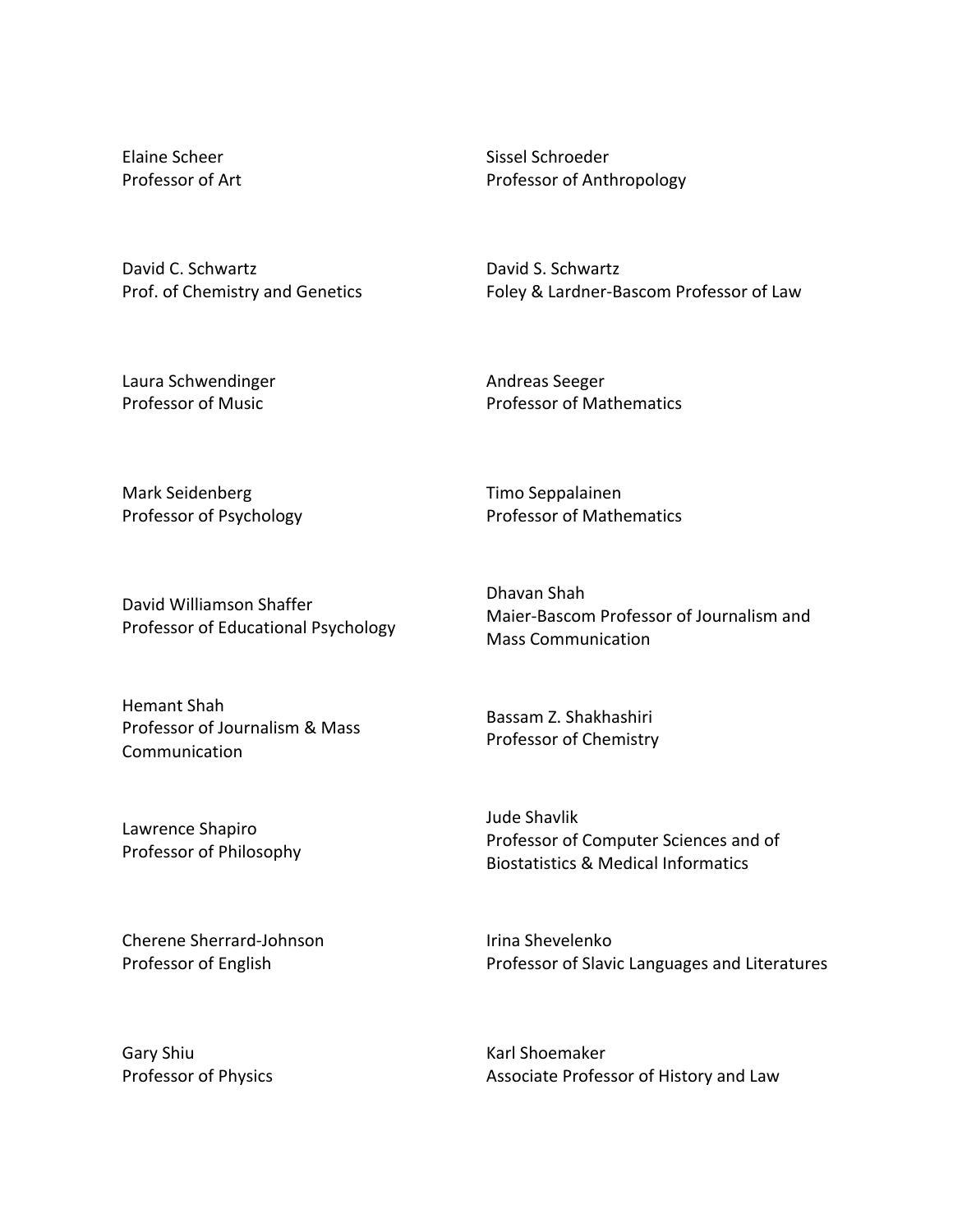Elaine Scheer
Professor of Art

Sissel Schroeder
Professor of Anthropology

David C. Schwartz
Prof. of Chemistry and Genetics

David S. Schwartz
Foley & Lardner-Bascom Professor of Law

Laura Schwendinger
Professor of Music

Andreas Seeger
Professor of Mathematics

Mark Seidenberg
Professor of Psychology

Timo Seppalainen
Professor of Mathematics

David Williamson Shaffer
Professor of Educational Psychology

Dhavan Shah
Maier-Bascom Professor of Journalism and Mass Communication

Hemant Shah
Professor of Journalism & Mass Communication

Bassam Z. Shakhashiri
Professor of Chemistry

Lawrence Shapiro
Professor of Philosophy

Jude Shavlik
Professor of Computer Sciences and of Biostatistics & Medical Informatics

Cherene Sherrard-Johnson
Professor of English

Irina Shevelenko
Professor of Slavic Languages and Literatures

Gary Shiu
Professor of Physics

Karl Shoemaker
Associate Professor of History and Law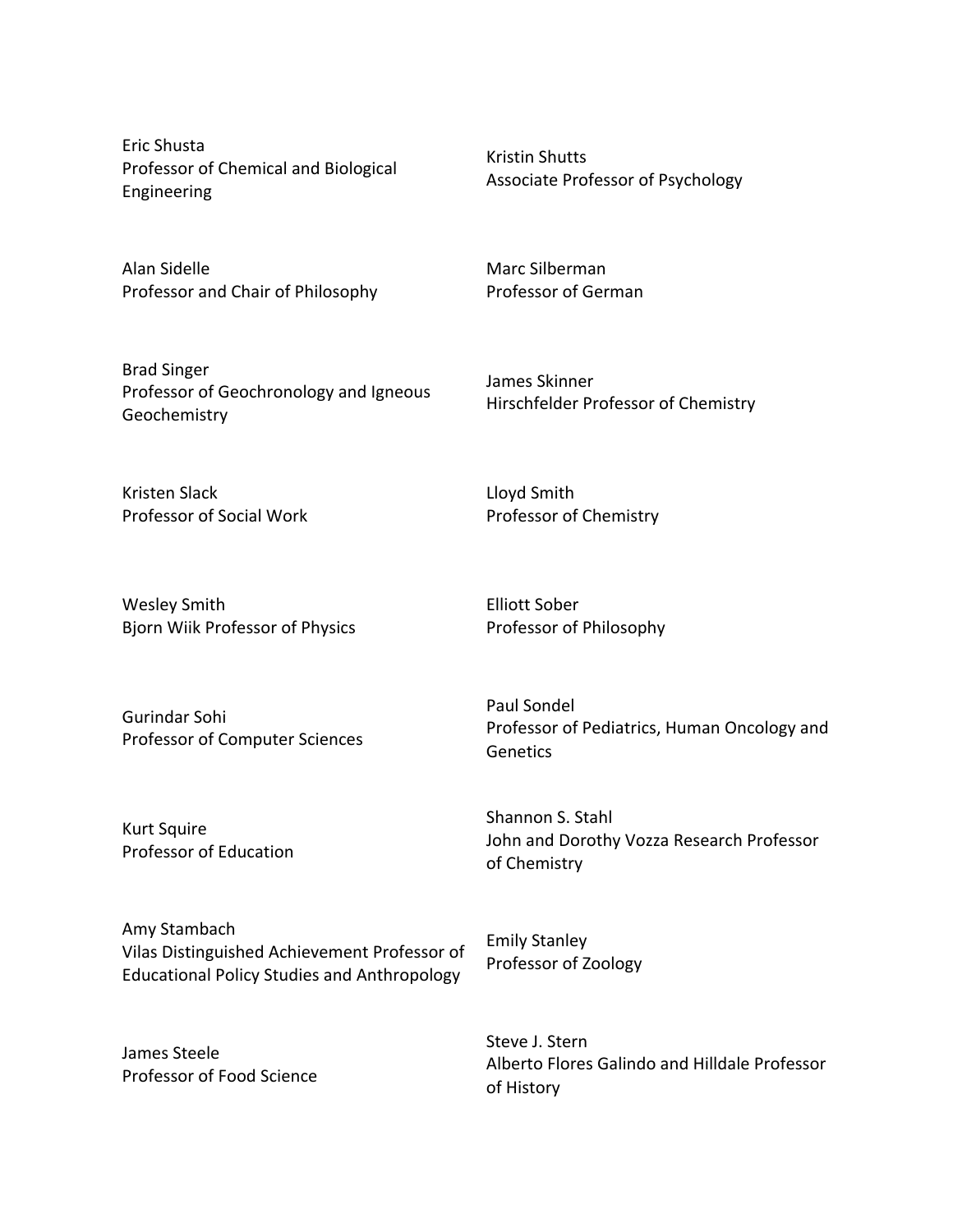Eric Shusta
Professor of Chemical and Biological Engineering

Kristin Shutts
Associate Professor of Psychology

Alan Sidelle
Professor and Chair of Philosophy

Marc Silberman
Professor of German

Brad Singer
Professor of Geochronology and Igneous Geochemistry

James Skinner
Hirschfelder Professor of Chemistry

Kristen Slack
Professor of Social Work

Lloyd Smith
Professor of Chemistry

Wesley Smith
Bjorn Wiik Professor of Physics

Elliott Sober
Professor of Philosophy

Gurindar Sohi
Professor of Computer Sciences

Paul Sondel
Professor of Pediatrics, Human Oncology and Genetics

Kurt Squire
Professor of Education

Shannon S. Stahl
John and Dorothy Vozza Research Professor of Chemistry

Amy Stambach
Vilas Distinguished Achievement Professor of Educational Policy Studies and Anthropology

Emily Stanley
Professor of Zoology

James Steele
Professor of Food Science

Steve J. Stern
Alberto Flores Galindo and Hilldale Professor of History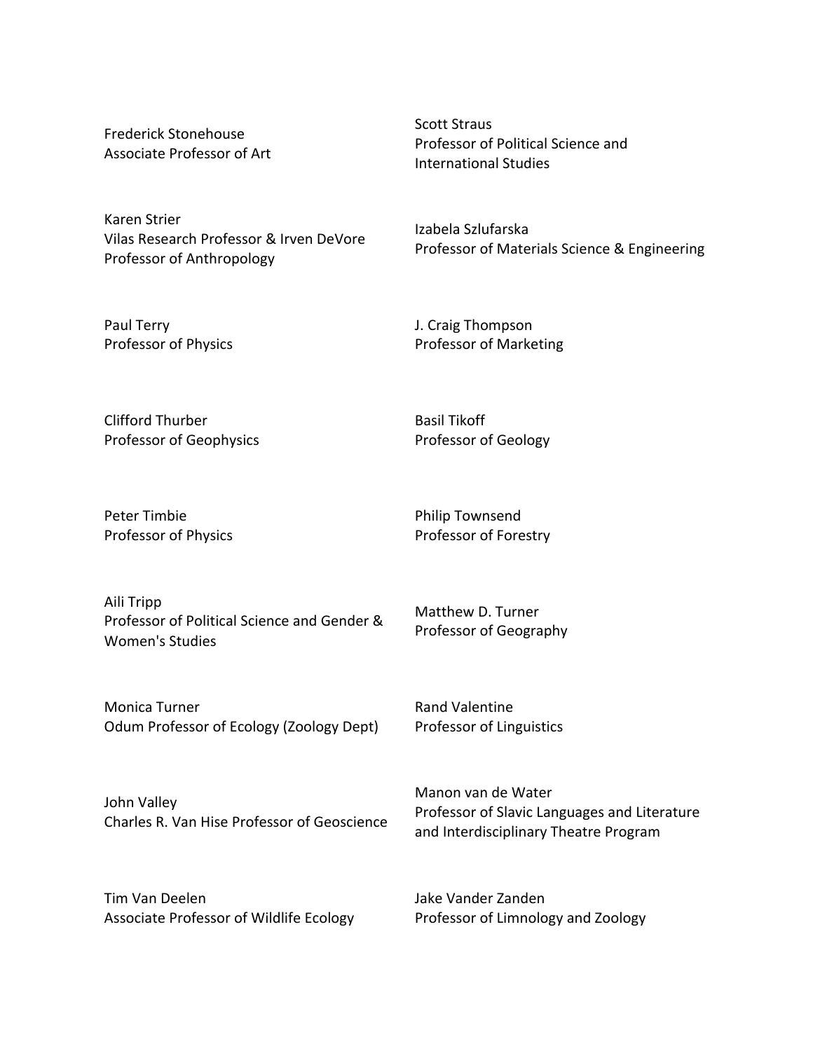Frederick Stonehouse
Associate Professor of Art

Scott Straus
Professor of Political Science and International Studies

Karen Strier
Vilas Research Professor & Irven DeVore Professor of Anthropology

Izabela Szlufarska
Professor of Materials Science & Engineering

Paul Terry
Professor of Physics

J. Craig Thompson
Professor of Marketing

Clifford Thurber
Professor of Geophysics

Basil Tikoff
Professor of Geology

Peter Timbie
Professor of Physics

Philip Townsend
Professor of Forestry

Aili Tripp
Professor of Political Science and Gender & Women's Studies

Matthew D. Turner
Professor of Geography

Monica Turner
Odum Professor of Ecology (Zoology Dept)

Rand Valentine
Professor of Linguistics

John Valley
Charles R. Van Hise Professor of Geoscience

Manon van de Water
Professor of Slavic Languages and Literature and Interdisciplinary Theatre Program

Tim Van Deelen
Associate Professor of Wildlife Ecology

Jake Vander Zanden
Professor of Limnology and Zoology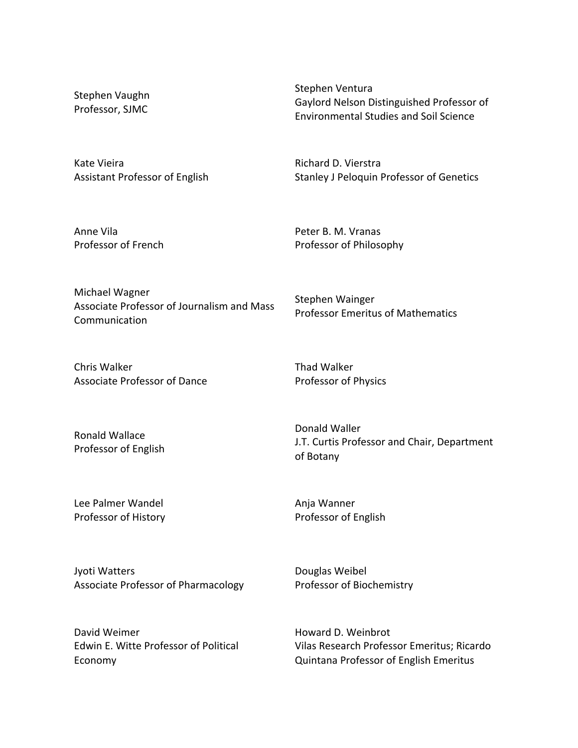Stephen Vaughn
Professor, SJMC

Stephen Ventura
Gaylord Nelson Distinguished Professor of Environmental Studies and Soil Science

Kate Vieira
Assistant Professor of English

Richard D. Vierstra
Stanley J Peloquin Professor of Genetics

Anne Vila
Professor of French

Peter B. M. Vranas
Professor of Philosophy

Michael Wagner
Associate Professor of Journalism and Mass Communication

Stephen Wainger
Professor Emeritus of Mathematics

Chris Walker
Associate Professor of Dance

Thad Walker
Professor of Physics

Ronald Wallace
Professor of English

Donald Waller
J.T. Curtis Professor and Chair, Department of Botany

Lee Palmer Wandel
Professor of History

Anja Wanner
Professor of English

Jyoti Watters
Associate Professor of Pharmacology

Douglas Weibel
Professor of Biochemistry

David Weimer
Edwin E. Witte Professor of Political Economy

Howard D. Weinbrot
Vilas Research Professor Emeritus; Ricardo Quintana Professor of English Emeritus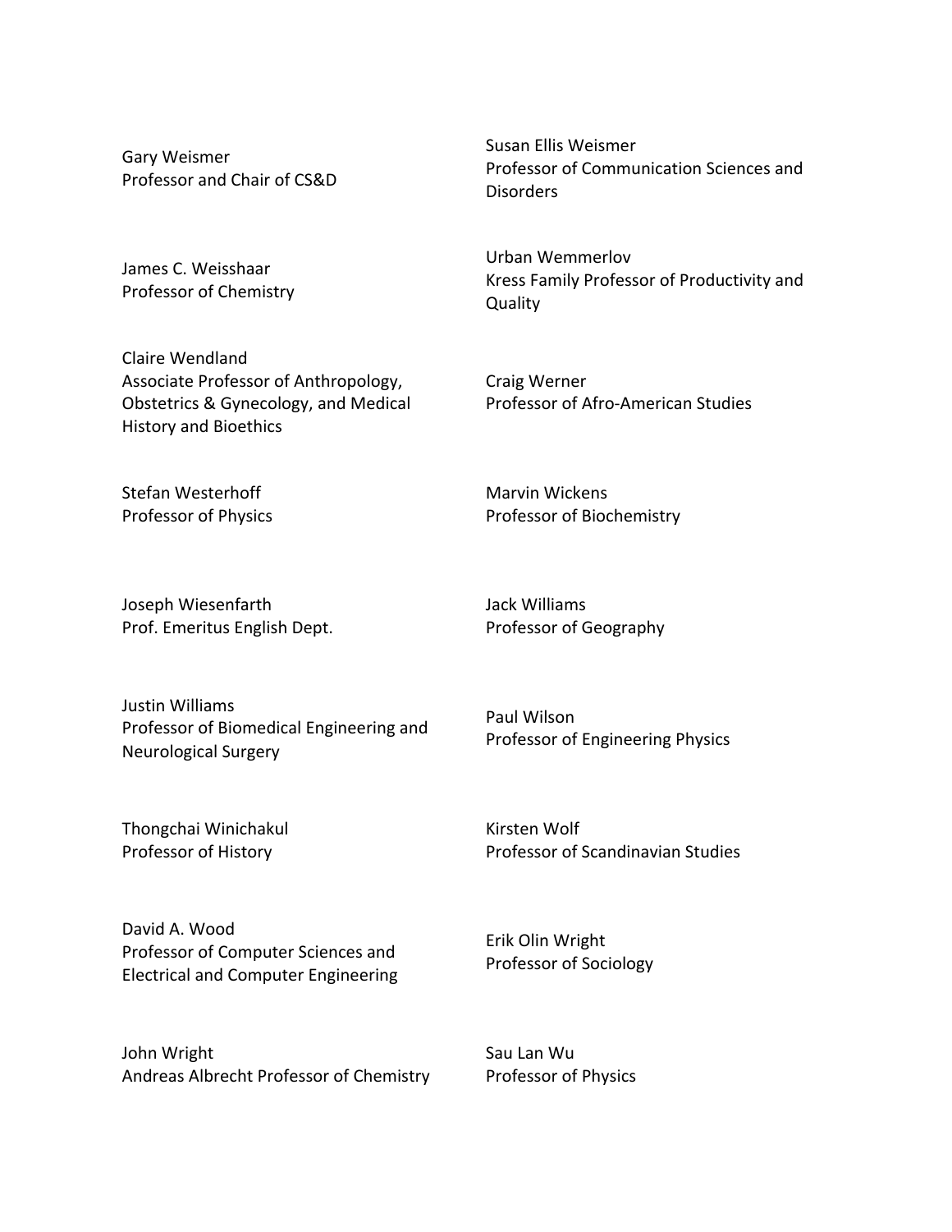Gary Weismer
Professor and Chair of CS&D

Susan Ellis Weismer
Professor of Communication Sciences and Disorders

James C. Weisshaar
Professor of Chemistry

Urban Wemmerlov
Kress Family Professor of Productivity and Quality

Claire Wendland
Associate Professor of Anthropology, Obstetrics & Gynecology, and Medical History and Bioethics

Craig Werner
Professor of Afro-American Studies

Stefan Westerhoff
Professor of Physics

Marvin Wickens
Professor of Biochemistry

Joseph Wiesenfarth
Prof. Emeritus English Dept.

Jack Williams
Professor of Geography

Justin Williams
Professor of Biomedical Engineering and Neurological Surgery

Paul Wilson
Professor of Engineering Physics

Thongchai Winichakul
Professor of History

Kirsten Wolf
Professor of Scandinavian Studies

David A. Wood
Professor of Computer Sciences and Electrical and Computer Engineering

Erik Olin Wright
Professor of Sociology

John Wright
Andreas Albrecht Professor of Chemistry

Sau Lan Wu
Professor of Physics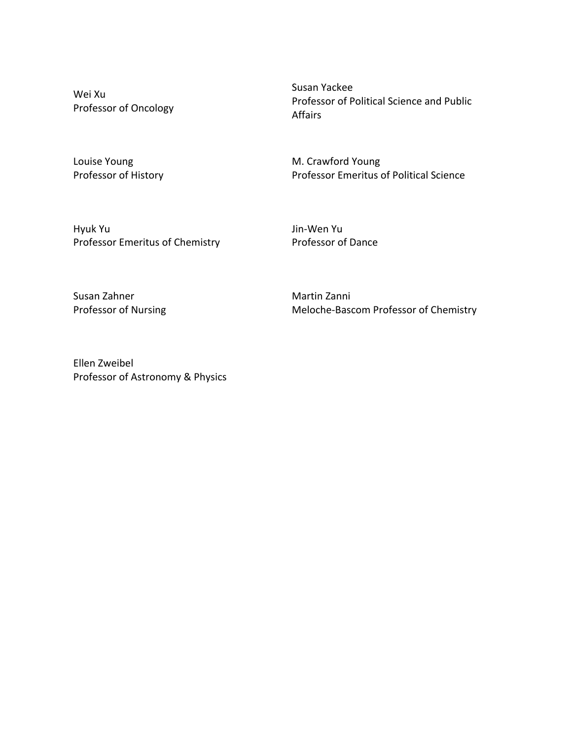Wei Xu
Professor of Oncology

Susan Yackee
Professor of Political Science and Public Affairs

Louise Young
Professor of History

M. Crawford Young
Professor Emeritus of Political Science

Hyuk Yu
Professor Emeritus of Chemistry

Jin-Wen Yu
Professor of Dance

Susan Zahner
Professor of Nursing

Martin Zanni
Meloche-Bascom Professor of Chemistry

Ellen Zweibel
Professor of Astronomy & Physics